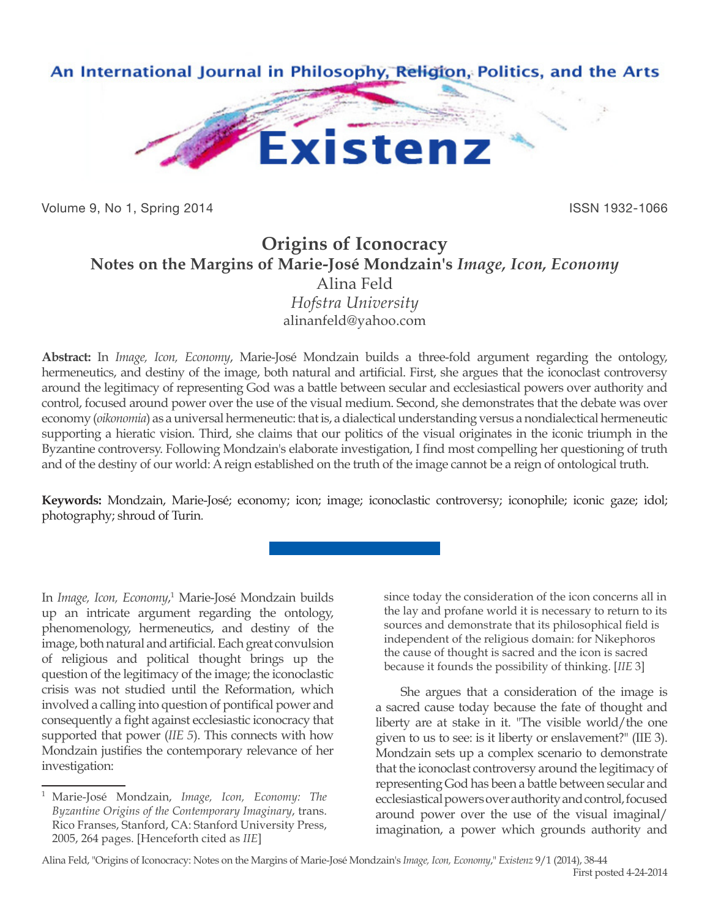# Origins of Iconocracy

## Notes on the Margins of Marie-José Mondzain's *Image, Icon, Economy*

Alina Feld

*Hofstra University*

alinanfeld@yahoo.com

**Abstract:** In *Image, Icon, Economy*, Marie-José Mondzain builds a three-fold argument regarding the ontology, hermeneutics, and destiny of the image, both natural and artificial. First, she argues that the iconoclast controversy around the legitimacy of representing God was a battle between secular and ecclesiastical powers over authority and control, focused around power over the use of the visual medium. Second, she demonstrates that the debate was over economy (*oikonomia*) as a universal hermeneutic: that is, a dialectical understanding versus a nondialectical hermeneutic supporting a hieratic vision. Third, she claims that our politics of the visual originates in the iconic triumph in the Byzantine controversy. Following Mondzain's elaborate investigation, I find most compelling her questioning of truth and of the destiny of our world: A reign established on the truth of the image cannot be a reign of ontological truth.

**Keywords:** Mondzain, Marie-José; economy; icon; image; iconoclastic controversy; iconophile; iconic gaze; idol; photography; shroud of Turin.

In *Image, Icon, Economy*,[1] Marie-José Mondzain builds up an intricate argument regarding the ontology, phenomenology, hermeneutics, and destiny of the image, both natural and artificial. Each great convulsion of religious and political thought brings up the question of the legitimacy of the image; the iconoclastic crisis was not studied until the Reformation, which involved a calling into question of pontifical power and consequently a fight against ecclesiastic iconocracy that supported that power (*IIE* 5). This connects with how Mondzain justifies the contemporary relevance of her investigation:

> since today the consideration of the icon concerns all in the lay and profane world it is necessary to return to its sources and demonstrate that its philosophical field is independent of the religious domain: for Nikephoros the cause of thought is sacred and the icon is sacred because it founds the possibility of thinking. [*IIE* 3]

She argues that a consideration of the image is a sacred cause today because the fate of thought and liberty are at stake in it. "The visible world/the one given to us to see: is it liberty or enslavement?" (IIE 3). Mondzain sets up a complex scenario to demonstrate that the iconoclast controversy around the legitimacy of representing God has been a battle between secular and ecclesiastical powers over authority and control, focused around power over the use of the visual imaginal/imagination, a power which grounds authority and

[1] Marie-José Mondzain, *Image, Icon, Economy: The Byzantine Origins of the Contemporary Imaginary*, trans. Rico Franses, Stanford, CA: Stanford University Press, 2005, 264 pages. [Henceforth cited as *IIE*]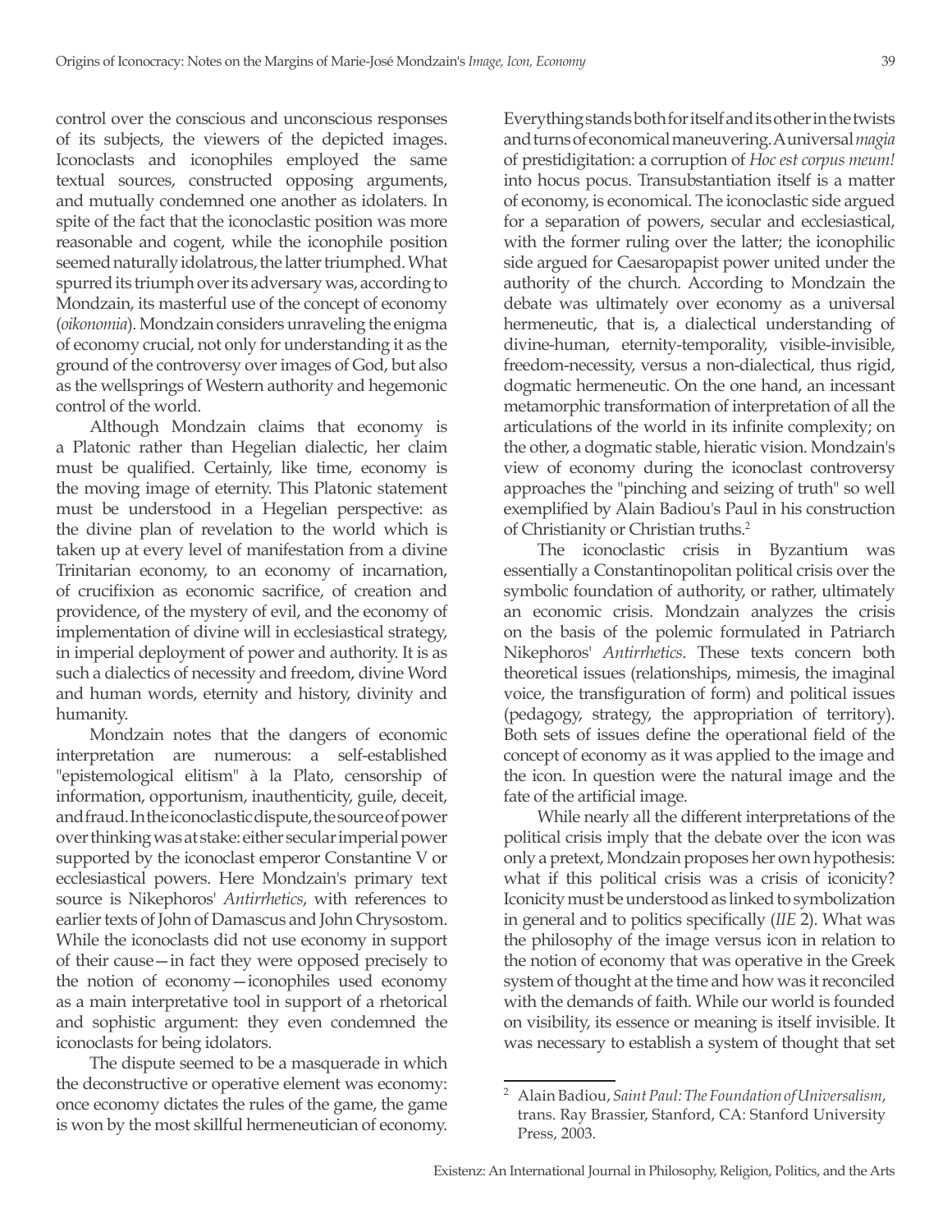control over the conscious and unconscious responses of its subjects, the viewers of the depicted images. Iconoclasts and iconophiles employed the same textual sources, constructed opposing arguments, and mutually condemned one another as idolaters. In spite of the fact that the iconoclastic position was more reasonable and cogent, while the iconophile position seemed naturally idolatrous, the latter triumphed. What spurred its triumph over its adversary was, according to Mondzain, its masterful use of the concept of economy (*oikonomia*). Mondzain considers unraveling the enigma of economy crucial, not only for understanding it as the ground of the controversy over images of God, but also as the wellsprings of Western authority and hegemonic control of the world.

Although Mondzain claims that economy is a Platonic rather than Hegelian dialectic, her claim must be qualified. Certainly, like time, economy is the moving image of eternity. This Platonic statement must be understood in a Hegelian perspective: as the divine plan of revelation to the world which is taken up at every level of manifestation from a divine Trinitarian economy, to an economy of incarnation, of crucifixion as economic sacrifice, of creation and providence, of the mystery of evil, and the economy of implementation of divine will in ecclesiastical strategy, in imperial deployment of power and authority. It is as such a dialectics of necessity and freedom, divine Word and human words, eternity and history, divinity and humanity.

Mondzain notes that the dangers of economic interpretation are numerous: a self-established "epistemological elitism" à la Plato, censorship of information, opportunism, inauthenticity, guile, deceit, and fraud. In the iconoclastic dispute, the source of power over thinking was at stake: either secular imperial power supported by the iconoclast emperor Constantine V or ecclesiastical powers. Here Mondzain's primary text source is Nikephoros' *Antirrhetics*, with references to earlier texts of John of Damascus and John Chrysostom. While the iconoclasts did not use economy in support of their cause—in fact they were opposed precisely to the notion of economy—iconophiles used economy as a main interpretative tool in support of a rhetorical and sophistic argument: they even condemned the iconoclasts for being idolators.

The dispute seemed to be a masquerade in which the deconstructive or operative element was economy: once economy dictates the rules of the game, the game is won by the most skillful hermeneutician of economy. Everything stands both for itself and its other in the twists and turns of economical maneuvering. A universal *magia* of prestidigitation: a corruption of *Hoc est corpus meum!* into hocus pocus. Transubstantiation itself is a matter of economy, is economical. The iconoclastic side argued for a separation of powers, secular and ecclesiastical, with the former ruling over the latter; the iconophilic side argued for Caesaropapist power united under the authority of the church. According to Mondzain the debate was ultimately over economy as a universal hermeneutic, that is, a dialectical understanding of divine-human, eternity-temporality, visible-invisible, freedom-necessity, versus a non-dialectical, thus rigid, dogmatic hermeneutic. On the one hand, an incessant metamorphic transformation of interpretation of all the articulations of the world in its infinite complexity; on the other, a dogmatic stable, hieratic vision. Mondzain's view of economy during the iconoclast controversy approaches the "pinching and seizing of truth" so well exemplified by Alain Badiou's Paul in his construction of Christianity or Christian truths.[2]

The iconoclastic crisis in Byzantium was essentially a Constantinopolitan political crisis over the symbolic foundation of authority, or rather, ultimately an economic crisis. Mondzain analyzes the crisis on the basis of the polemic formulated in Patriarch Nikephoros' *Antirrhetics*. These texts concern both theoretical issues (relationships, mimesis, the imaginal voice, the transfiguration of form) and political issues (pedagogy, strategy, the appropriation of territory). Both sets of issues define the operational field of the concept of economy as it was applied to the image and the icon. In question were the natural image and the fate of the artificial image.

While nearly all the different interpretations of the political crisis imply that the debate over the icon was only a pretext, Mondzain proposes her own hypothesis: what if this political crisis was a crisis of iconicity? Iconicity must be understood as linked to symbolization in general and to politics specifically (*IIE* 2). What was the philosophy of the image versus icon in relation to the notion of economy that was operative in the Greek system of thought at the time and how was it reconciled with the demands of faith. While our world is founded on visibility, its essence or meaning is itself invisible. It was necessary to establish a system of thought that set

---

[2] Alain Badiou, *Saint Paul: The Foundation of Universalism*, trans. Ray Brassier, Stanford, CA: Stanford University Press, 2003.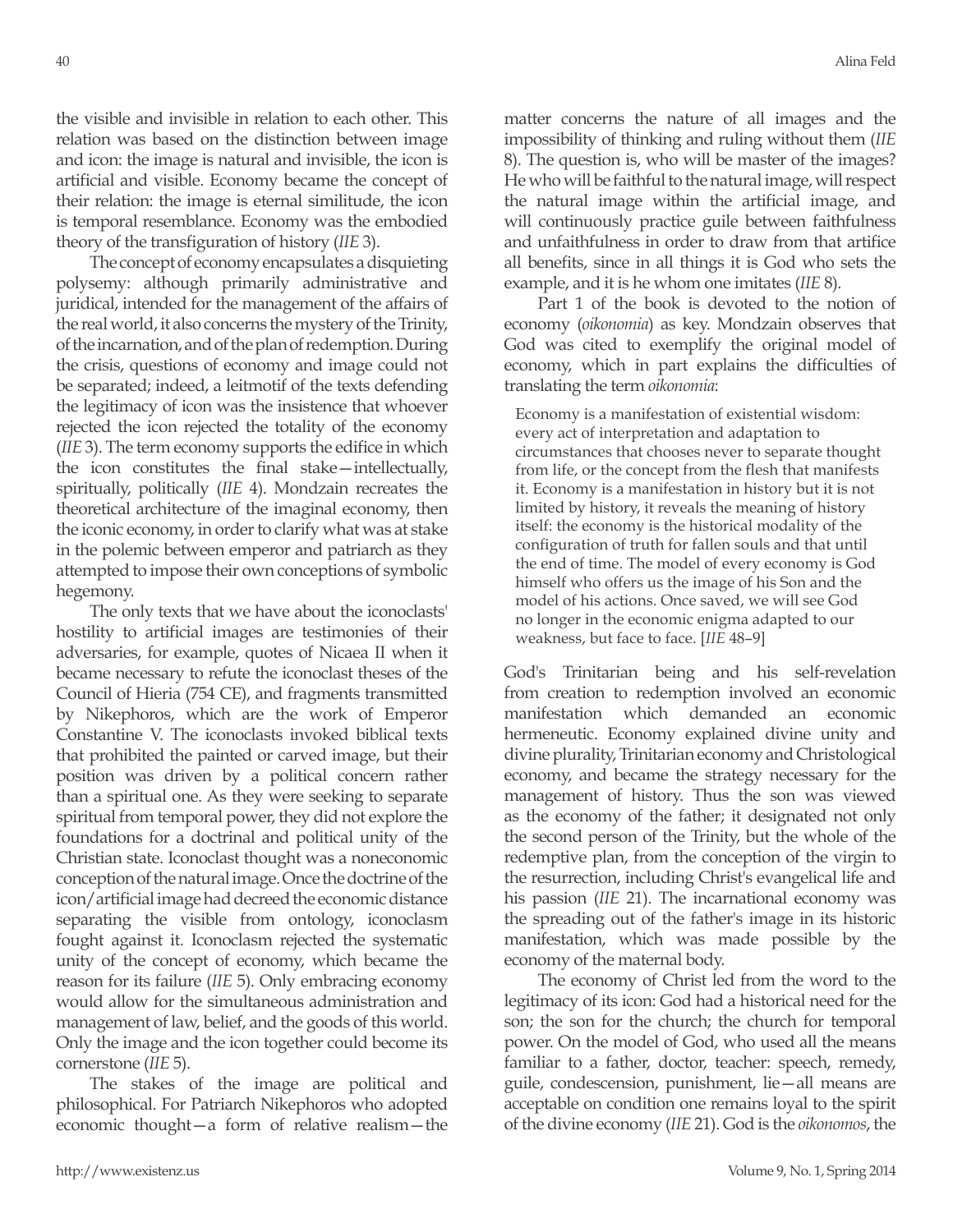the visible and invisible in relation to each other. This relation was based on the distinction between image and icon: the image is natural and invisible, the icon is artificial and visible. Economy became the concept of their relation: the image is eternal similitude, the icon is temporal resemblance. Economy was the embodied theory of the transfiguration of history (*IIE* 3).

The concept of economy encapsulates a disquieting polysemy: although primarily administrative and juridical, intended for the management of the affairs of the real world, it also concerns the mystery of the Trinity, of the incarnation, and of the plan of redemption. During the crisis, questions of economy and image could not be separated; indeed, a leitmotif of the texts defending the legitimacy of icon was the insistence that whoever rejected the icon rejected the totality of the economy (*IIE* 3). The term economy supports the edifice in which the icon constitutes the final stake—intellectually, spiritually, politically (*IIE* 4). Mondzain recreates the theoretical architecture of the imaginal economy, then the iconic economy, in order to clarify what was at stake in the polemic between emperor and patriarch as they attempted to impose their own conceptions of symbolic hegemony.

The only texts that we have about the iconoclasts' hostility to artificial images are testimonies of their adversaries, for example, quotes of Nicaea II when it became necessary to refute the iconoclast theses of the Council of Hieria (754 CE), and fragments transmitted by Nikephoros, which are the work of Emperor Constantine V. The iconoclasts invoked biblical texts that prohibited the painted or carved image, but their position was driven by a political concern rather than a spiritual one. As they were seeking to separate spiritual from temporal power, they did not explore the foundations for a doctrinal and political unity of the Christian state. Iconoclast thought was a noneconomic conception of the natural image. Once the doctrine of the icon/artificial image had decreed the economic distance separating the visible from ontology, iconoclasm fought against it. Iconoclasm rejected the systematic unity of the concept of economy, which became the reason for its failure (*IIE* 5). Only embracing economy would allow for the simultaneous administration and management of law, belief, and the goods of this world. Only the image and the icon together could become its cornerstone (*IIE* 5).

The stakes of the image are political and philosophical. For Patriarch Nikephoros who adopted economic thought—a form of relative realism—the matter concerns the nature of all images and the impossibility of thinking and ruling without them (*IIE* 8). The question is, who will be master of the images? He who will be faithful to the natural image, will respect the natural image within the artificial image, and will continuously practice guile between faithfulness and unfaithfulness in order to draw from that artifice all benefits, since in all things it is God who sets the example, and it is he whom one imitates (*IIE* 8).

Part 1 of the book is devoted to the notion of economy (*oikonomia*) as key. Mondzain observes that God was cited to exemplify the original model of economy, which in part explains the difficulties of translating the term *oikonomia*:

> Economy is a manifestation of existential wisdom: every act of interpretation and adaptation to circumstances that chooses never to separate thought from life, or the concept from the flesh that manifests it. Economy is a manifestation in history but it is not limited by history, it reveals the meaning of history itself: the economy is the historical modality of the configuration of truth for fallen souls and that until the end of time. The model of every economy is God himself who offers us the image of his Son and the model of his actions. Once saved, we will see God no longer in the economic enigma adapted to our weakness, but face to face. [*IIE* 48–9]

God's Trinitarian being and his self-revelation from creation to redemption involved an economic manifestation which demanded an economic hermeneutic. Economy explained divine unity and divine plurality, Trinitarian economy and Christological economy, and became the strategy necessary for the management of history. Thus the son was viewed as the economy of the father; it designated not only the second person of the Trinity, but the whole of the redemptive plan, from the conception of the virgin to the resurrection, including Christ's evangelical life and his passion (*IIE* 21). The incarnational economy was the spreading out of the father's image in its historic manifestation, which was made possible by the economy of the maternal body.

The economy of Christ led from the word to the legitimacy of its icon: God had a historical need for the son; the son for the church; the church for temporal power. On the model of God, who used all the means familiar to a father, doctor, teacher: speech, remedy, guile, condescension, punishment, lie—all means are acceptable on condition one remains loyal to the spirit of the divine economy (*IIE* 21). God is the *oikonomos*, the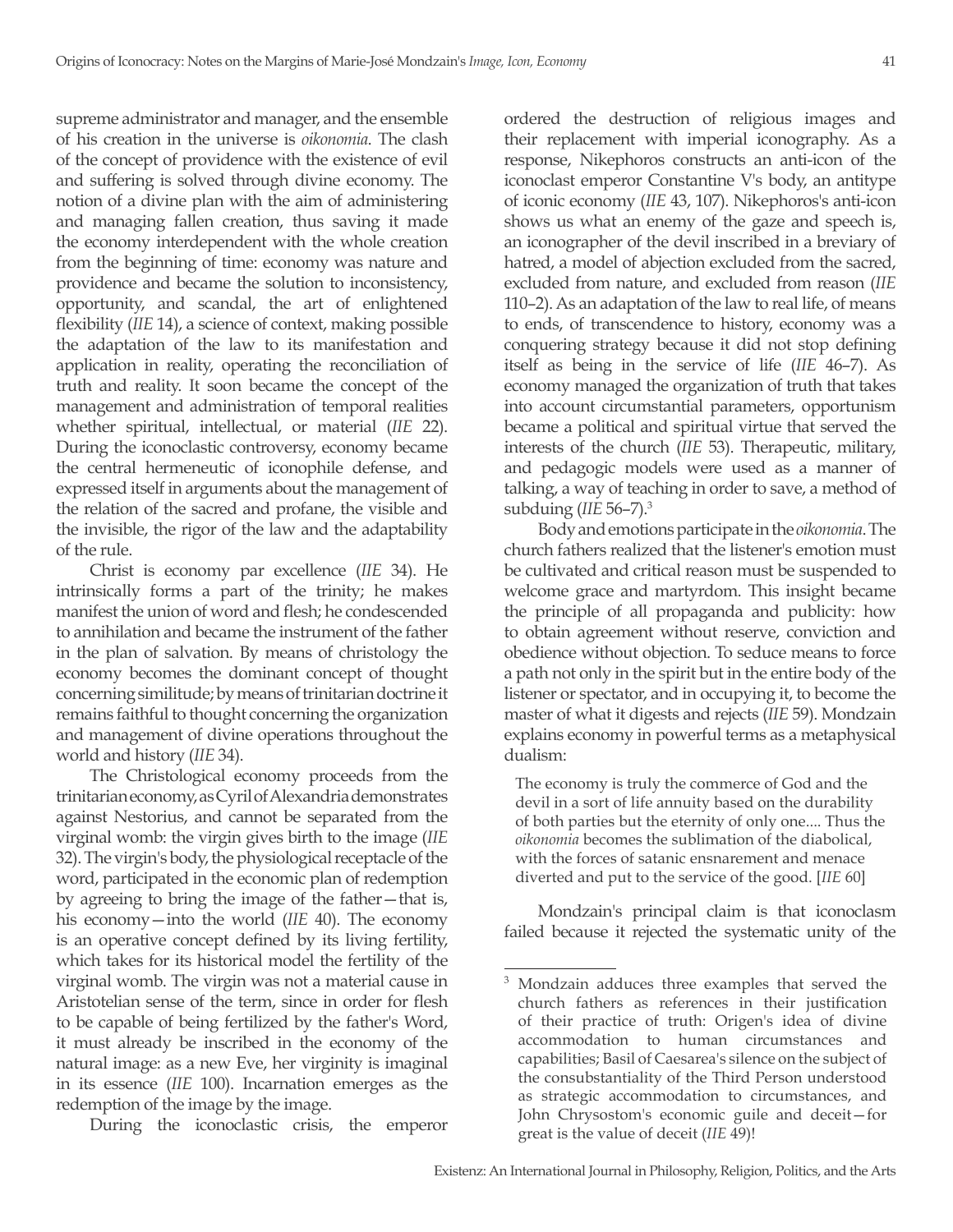supreme administrator and manager, and the ensemble of his creation in the universe is *oikonomia*. The clash of the concept of providence with the existence of evil and suffering is solved through divine economy. The notion of a divine plan with the aim of administering and managing fallen creation, thus saving it made the economy interdependent with the whole creation from the beginning of time: economy was nature and providence and became the solution to inconsistency, opportunity, and scandal, the art of enlightened flexibility (*IIE* 14), a science of context, making possible the adaptation of the law to its manifestation and application in reality, operating the reconciliation of truth and reality. It soon became the concept of the management and administration of temporal realities whether spiritual, intellectual, or material (*IIE* 22). During the iconoclastic controversy, economy became the central hermeneutic of iconophile defense, and expressed itself in arguments about the management of the relation of the sacred and profane, the visible and the invisible, the rigor of the law and the adaptability of the rule.

Christ is economy par excellence (*IIE* 34). He intrinsically forms a part of the trinity; he makes manifest the union of word and flesh; he condescended to annihilation and became the instrument of the father in the plan of salvation. By means of christology the economy becomes the dominant concept of thought concerning similitude; by means of trinitarian doctrine it remains faithful to thought concerning the organization and management of divine operations throughout the world and history (*IIE* 34).

The Christological economy proceeds from the trinitarian economy, as Cyril of Alexandria demonstrates against Nestorius, and cannot be separated from the virginal womb: the virgin gives birth to the image (*IIE* 32). The virgin's body, the physiological receptacle of the word, participated in the economic plan of redemption by agreeing to bring the image of the father—that is, his economy—into the world (*IIE* 40). The economy is an operative concept defined by its living fertility, which takes for its historical model the fertility of the virginal womb. The virgin was not a material cause in Aristotelian sense of the term, since in order for flesh to be capable of being fertilized by the father's Word, it must already be inscribed in the economy of the natural image: as a new Eve, her virginity is imaginal in its essence (*IIE* 100). Incarnation emerges as the redemption of the image by the image.

During the iconoclastic crisis, the emperor ordered the destruction of religious images and their replacement with imperial iconography. As a response, Nikephoros constructs an anti-icon of the iconoclast emperor Constantine V's body, an antitype of iconic economy (*IIE* 43, 107). Nikephoros's anti-icon shows us what an enemy of the gaze and speech is, an iconographer of the devil inscribed in a breviary of hatred, a model of abjection excluded from the sacred, excluded from nature, and excluded from reason (*IIE* 110–2). As an adaptation of the law to real life, of means to ends, of transcendence to history, economy was a conquering strategy because it did not stop defining itself as being in the service of life (*IIE* 46–7). As economy managed the organization of truth that takes into account circumstantial parameters, opportunism became a political and spiritual virtue that served the interests of the church (*IIE* 53). Therapeutic, military, and pedagogic models were used as a manner of talking, a way of teaching in order to save, a method of subduing (*IIE* 56–7).[3]

Body and emotions participate in the *oikonomia*. The church fathers realized that the listener's emotion must be cultivated and critical reason must be suspended to welcome grace and martyrdom. This insight became the principle of all propaganda and publicity: how to obtain agreement without reserve, conviction and obedience without objection. To seduce means to force a path not only in the spirit but in the entire body of the listener or spectator, and in occupying it, to become the master of what it digests and rejects (*IIE* 59). Mondzain explains economy in powerful terms as a metaphysical dualism:

> The economy is truly the commerce of God and the devil in a sort of life annuity based on the durability of both parties but the eternity of only one.... Thus the *oikonomia* becomes the sublimation of the diabolical, with the forces of satanic ensnarement and menace diverted and put to the service of the good. [*IIE* 60]

Mondzain's principal claim is that iconoclasm failed because it rejected the systematic unity of the

[3] Mondzain adduces three examples that served the church fathers as references in their justification of their practice of truth: Origen's idea of divine accommodation to human circumstances and capabilities; Basil of Caesarea's silence on the subject of the consubstantiality of the Third Person understood as strategic accommodation to circumstances, and John Chrysostom's economic guile and deceit—for great is the value of deceit (*IIE* 49)!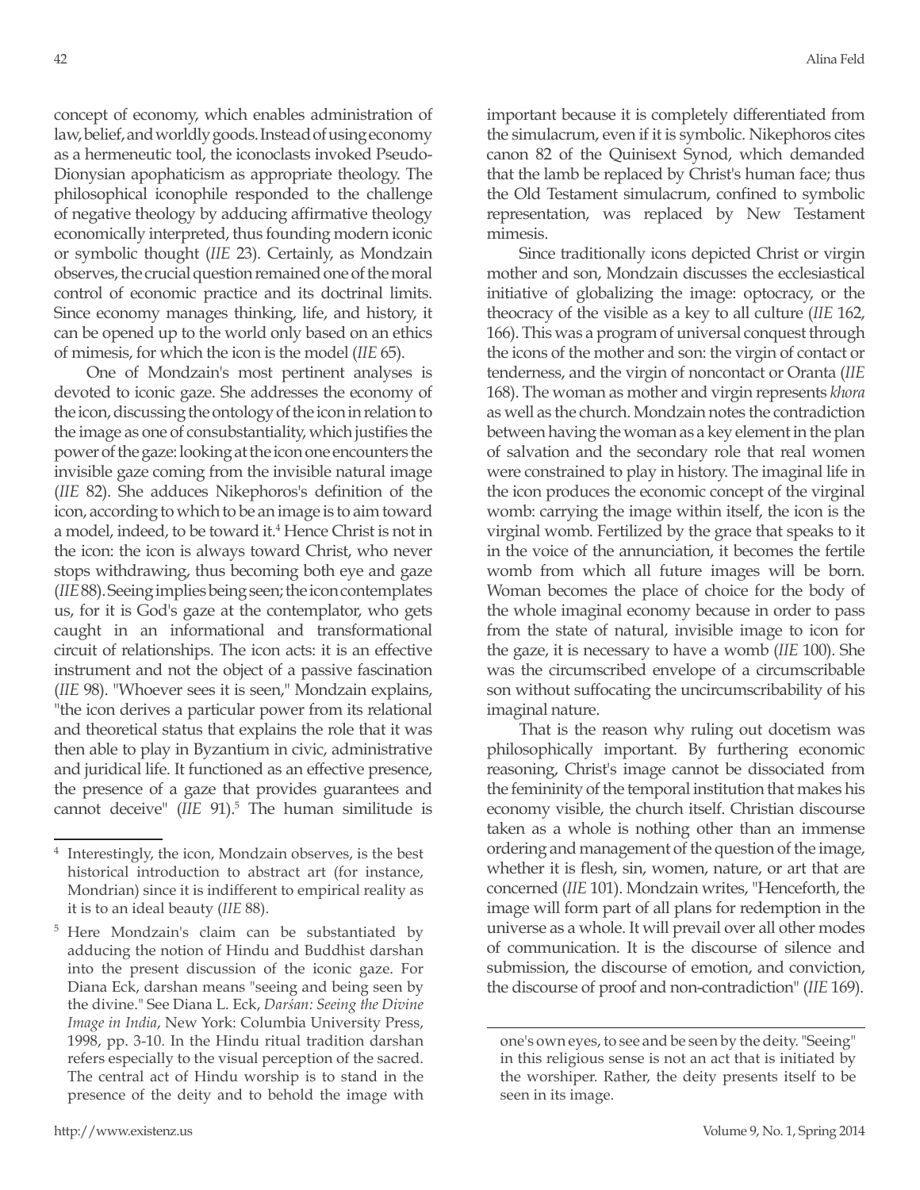concept of economy, which enables administration of law, belief, and worldly goods. Instead of using economy as a hermeneutic tool, the iconoclasts invoked Pseudo-Dionysian apophaticism as appropriate theology. The philosophical iconophile responded to the challenge of negative theology by adducing affirmative theology economically interpreted, thus founding modern iconic or symbolic thought (*IIE* 23). Certainly, as Mondzain observes, the crucial question remained one of the moral control of economic practice and its doctrinal limits. Since economy manages thinking, life, and history, it can be opened up to the world only based on an ethics of mimesis, for which the icon is the model (*IIE* 65).

One of Mondzain's most pertinent analyses is devoted to iconic gaze. She addresses the economy of the icon, discussing the ontology of the icon in relation to the image as one of consubstantiality, which justifies the power of the gaze: looking at the icon one encounters the invisible gaze coming from the invisible natural image (*IIE* 82). She adduces Nikephoros's definition of the icon, according to which to be an image is to aim toward a model, indeed, to be toward it.[4] Hence Christ is not in the icon: the icon is always toward Christ, who never stops withdrawing, thus becoming both eye and gaze (*IIE* 88). Seeing implies being seen; the icon contemplates us, for it is God's gaze at the contemplator, who gets caught in an informational and transformational circuit of relationships. The icon acts: it is an effective instrument and not the object of a passive fascination (*IIE* 98). "Whoever sees it is seen," Mondzain explains, "the icon derives a particular power from its relational and theoretical status that explains the role that it was then able to play in Byzantium in civic, administrative and juridical life. It functioned as an effective presence, the presence of a gaze that provides guarantees and cannot deceive" (*IIE* 91).[5] The human similitude is important because it is completely differentiated from the simulacrum, even if it is symbolic. Nikephoros cites canon 82 of the Quinisext Synod, which demanded that the lamb be replaced by Christ's human face; thus the Old Testament simulacrum, confined to symbolic representation, was replaced by New Testament mimesis.

Since traditionally icons depicted Christ or virgin mother and son, Mondzain discusses the ecclesiastical initiative of globalizing the image: optocracy, or the theocracy of the visible as a key to all culture (*IIE* 162, 166). This was a program of universal conquest through the icons of the mother and son: the virgin of contact or tenderness, and the virgin of noncontact or Oranta (*IIE* 168). The woman as mother and virgin represents *khora* as well as the church. Mondzain notes the contradiction between having the woman as a key element in the plan of salvation and the secondary role that real women were constrained to play in history. The imaginal life in the icon produces the economic concept of the virginal womb: carrying the image within itself, the icon is the virginal womb. Fertilized by the grace that speaks to it in the voice of the annunciation, it becomes the fertile womb from which all future images will be born. Woman becomes the place of choice for the body of the whole imaginal economy because in order to pass from the state of natural, invisible image to icon for the gaze, it is necessary to have a womb (*IIE* 100). She was the circumscribed envelope of a circumscribable son without suffocating the uncircumscribability of his imaginal nature.

That is the reason why ruling out docetism was philosophically important. By furthering economic reasoning, Christ's image cannot be dissociated from the femininity of the temporal institution that makes his economy visible, the church itself. Christian discourse taken as a whole is nothing other than an immense ordering and management of the question of the image, whether it is flesh, sin, women, nature, or art that are concerned (*IIE* 101). Mondzain writes, "Henceforth, the image will form part of all plans for redemption in the universe as a whole. It will prevail over all other modes of communication. It is the discourse of silence and submission, the discourse of emotion, and conviction, the discourse of proof and non-contradiction" (*IIE* 169).

---

[4] Interestingly, the icon, Mondzain observes, is the best historical introduction to abstract art (for instance, Mondrian) since it is indifferent to empirical reality as it is to an ideal beauty (*IIE* 88).

[5] Here Mondzain's claim can be substantiated by adducing the notion of Hindu and Buddhist darshan into the present discussion of the iconic gaze. For Diana Eck, darshan means "seeing and being seen by the divine." See Diana L. Eck, *Darśan: Seeing the Divine Image in India*, New York: Columbia University Press, 1998, pp. 3-10. In the Hindu ritual tradition darshan refers especially to the visual perception of the sacred. The central act of Hindu worship is to stand in the presence of the deity and to behold the image with one's own eyes, to see and be seen by the deity. "Seeing" in this religious sense is not an act that is initiated by the worshiper. Rather, the deity presents itself to be seen in its image.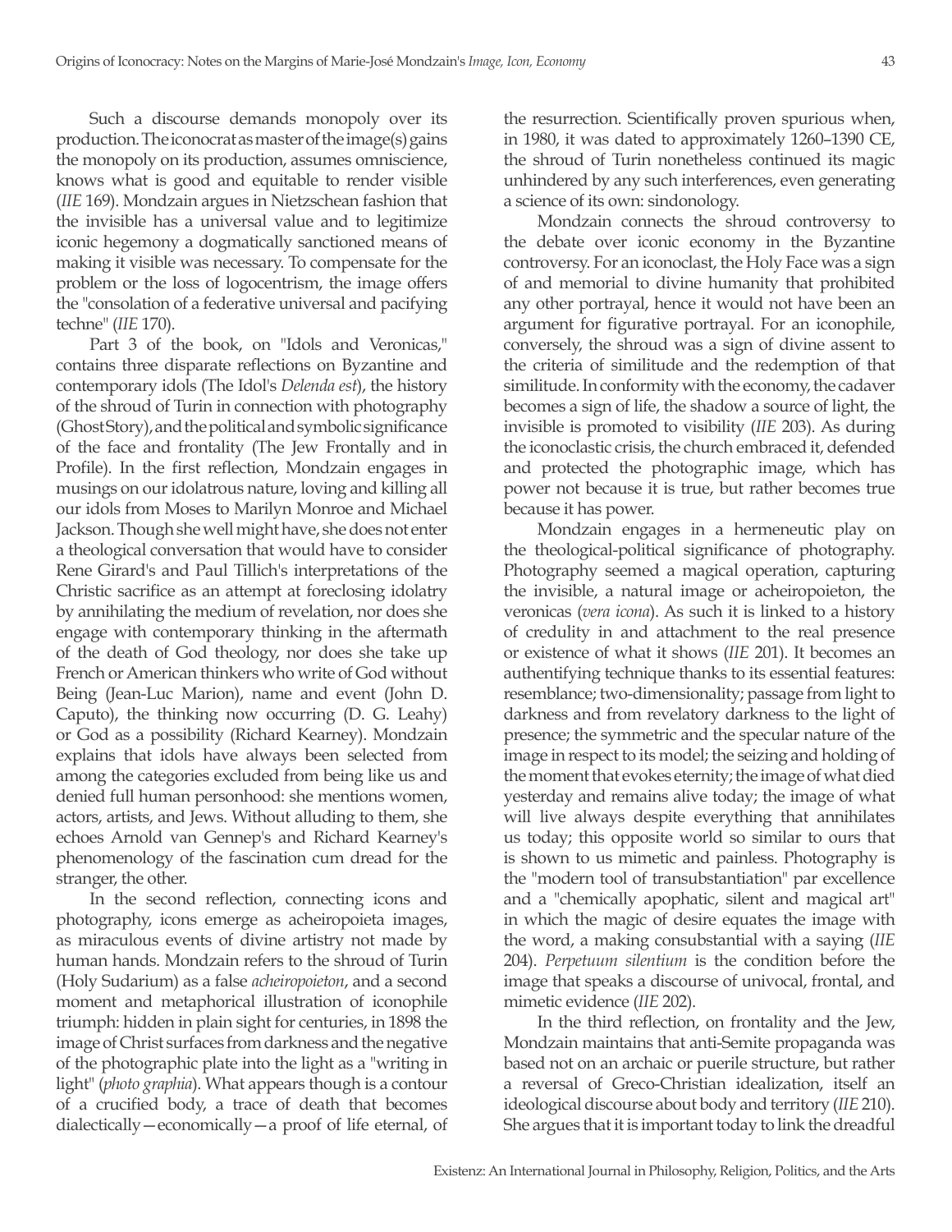Such a discourse demands monopoly over its production. The iconocrat as master of the image(s) gains the monopoly on its production, assumes omniscience, knows what is good and equitable to render visible (*IIE* 169). Mondzain argues in Nietzschean fashion that the invisible has a universal value and to legitimize iconic hegemony a dogmatically sanctioned means of making it visible was necessary. To compensate for the problem or the loss of logocentrism, the image offers the "consolation of a federative universal and pacifying techne" (*IIE* 170).

Part 3 of the book, on "Idols and Veronicas," contains three disparate reflections on Byzantine and contemporary idols (The Idol's *Delenda est*), the history of the shroud of Turin in connection with photography (Ghost Story), and the political and symbolic significance of the face and frontality (The Jew Frontally and in Profile). In the first reflection, Mondzain engages in musings on our idolatrous nature, loving and killing all our idols from Moses to Marilyn Monroe and Michael Jackson. Though she well might have, she does not enter a theological conversation that would have to consider Rene Girard's and Paul Tillich's interpretations of the Christic sacrifice as an attempt at foreclosing idolatry by annihilating the medium of revelation, nor does she engage with contemporary thinking in the aftermath of the death of God theology, nor does she take up French or American thinkers who write of God without Being (Jean-Luc Marion), name and event (John D. Caputo), the thinking now occurring (D. G. Leahy) or God as a possibility (Richard Kearney). Mondzain explains that idols have always been selected from among the categories excluded from being like us and denied full human personhood: she mentions women, actors, artists, and Jews. Without alluding to them, she echoes Arnold van Gennep's and Richard Kearney's phenomenology of the fascination cum dread for the stranger, the other.

In the second reflection, connecting icons and photography, icons emerge as acheiropoieta images, as miraculous events of divine artistry not made by human hands. Mondzain refers to the shroud of Turin (Holy Sudarium) as a false *acheiropoieton*, and a second moment and metaphorical illustration of iconophile triumph: hidden in plain sight for centuries, in 1898 the image of Christ surfaces from darkness and the negative of the photographic plate into the light as a "writing in light" (*photo graphia*). What appears though is a contour of a crucified body, a trace of death that becomes dialectically—economically—a proof of life eternal, of the resurrection. Scientifically proven spurious when, in 1980, it was dated to approximately 1260–1390 CE, the shroud of Turin nonetheless continued its magic unhindered by any such interferences, even generating a science of its own: sindonology.

Mondzain connects the shroud controversy to the debate over iconic economy in the Byzantine controversy. For an iconoclast, the Holy Face was a sign of and memorial to divine humanity that prohibited any other portrayal, hence it would not have been an argument for figurative portrayal. For an iconophile, conversely, the shroud was a sign of divine assent to the criteria of similitude and the redemption of that similitude. In conformity with the economy, the cadaver becomes a sign of life, the shadow a source of light, the invisible is promoted to visibility (*IIE* 203). As during the iconoclastic crisis, the church embraced it, defended and protected the photographic image, which has power not because it is true, but rather becomes true because it has power.

Mondzain engages in a hermeneutic play on the theological-political significance of photography. Photography seemed a magical operation, capturing the invisible, a natural image or acheiropoieton, the veronicas (*vera icona*). As such it is linked to a history of credulity in and attachment to the real presence or existence of what it shows (*IIE* 201). It becomes an authentifying technique thanks to its essential features: resemblance; two-dimensionality; passage from light to darkness and from revelatory darkness to the light of presence; the symmetric and the specular nature of the image in respect to its model; the seizing and holding of the moment that evokes eternity; the image of what died yesterday and remains alive today; the image of what will live always despite everything that annihilates us today; this opposite world so similar to ours that is shown to us mimetic and painless. Photography is the "modern tool of transubstantiation" par excellence and a "chemically apophatic, silent and magical art" in which the magic of desire equates the image with the word, a making consubstantial with a saying (*IIE* 204). *Perpetuum silentium* is the condition before the image that speaks a discourse of univocal, frontal, and mimetic evidence (*IIE* 202).

In the third reflection, on frontality and the Jew, Mondzain maintains that anti-Semite propaganda was based not on an archaic or puerile structure, but rather a reversal of Greco-Christian idealization, itself an ideological discourse about body and territory (*IIE* 210). She argues that it is important today to link the dreadful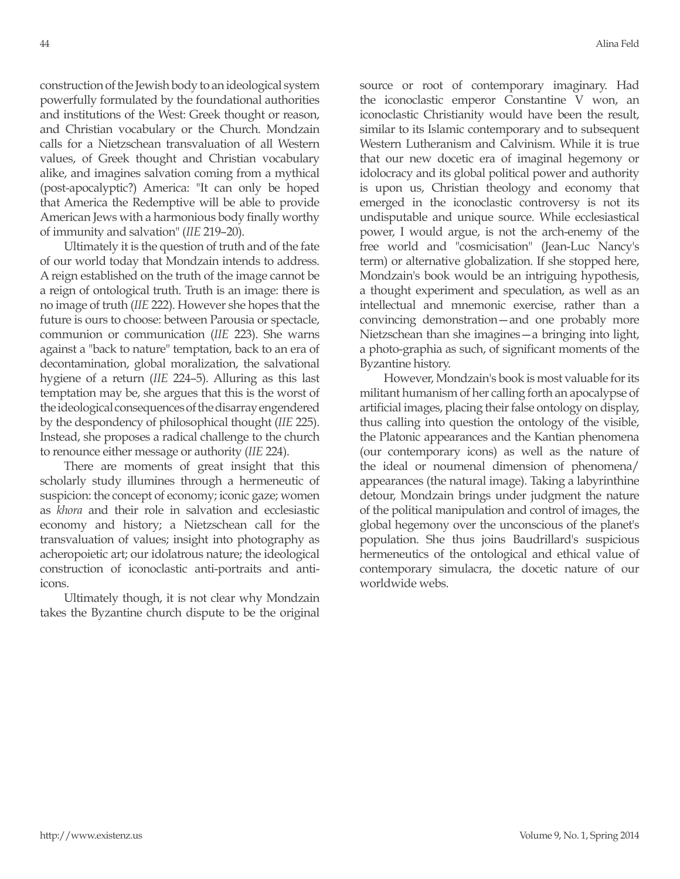construction of the Jewish body to an ideological system powerfully formulated by the foundational authorities and institutions of the West: Greek thought or reason, and Christian vocabulary or the Church. Mondzain calls for a Nietzschean transvaluation of all Western values, of Greek thought and Christian vocabulary alike, and imagines salvation coming from a mythical (post-apocalyptic?) America: "It can only be hoped that America the Redemptive will be able to provide American Jews with a harmonious body finally worthy of immunity and salvation" (*IIE* 219–20).

Ultimately it is the question of truth and of the fate of our world today that Mondzain intends to address. A reign established on the truth of the image cannot be a reign of ontological truth. Truth is an image: there is no image of truth (*IIE* 222). However she hopes that the future is ours to choose: between Parousia or spectacle, communion or communication (*IIE* 223). She warns against a "back to nature" temptation, back to an era of decontamination, global moralization, the salvational hygiene of a return (*IIE* 224–5). Alluring as this last temptation may be, she argues that this is the worst of the ideological consequences of the disarray engendered by the despondency of philosophical thought (*IIE* 225). Instead, she proposes a radical challenge to the church to renounce either message or authority (*IIE* 224).

There are moments of great insight that this scholarly study illumines through a hermeneutic of suspicion: the concept of economy; iconic gaze; women as *khora* and their role in salvation and ecclesiastic economy and history; a Nietzschean call for the transvaluation of values; insight into photography as acheropoietic art; our idolatrous nature; the ideological construction of iconoclastic anti-portraits and anti-icons.

Ultimately though, it is not clear why Mondzain takes the Byzantine church dispute to be the original source or root of contemporary imaginary. Had the iconoclastic emperor Constantine V won, an iconoclastic Christianity would have been the result, similar to its Islamic contemporary and to subsequent Western Lutheranism and Calvinism. While it is true that our new docetic era of imaginal hegemony or idolocracy and its global political power and authority is upon us, Christian theology and economy that emerged in the iconoclastic controversy is not its undisputable and unique source. While ecclesiastical power, I would argue, is not the arch-enemy of the free world and "cosmicisation" (Jean-Luc Nancy's term) or alternative globalization. If she stopped here, Mondzain's book would be an intriguing hypothesis, a thought experiment and speculation, as well as an intellectual and mnemonic exercise, rather than a convincing demonstration—and one probably more Nietzschean than she imagines—a bringing into light, a photo-graphia as such, of significant moments of the Byzantine history.

However, Mondzain's book is most valuable for its militant humanism of her calling forth an apocalypse of artificial images, placing their false ontology on display, thus calling into question the ontology of the visible, the Platonic appearances and the Kantian phenomena (our contemporary icons) as well as the nature of the ideal or noumenal dimension of phenomena/ appearances (the natural image). Taking a labyrinthine detour, Mondzain brings under judgment the nature of the political manipulation and control of images, the global hegemony over the unconscious of the planet's population. She thus joins Baudrillard's suspicious hermeneutics of the ontological and ethical value of contemporary simulacra, the docetic nature of our worldwide webs.